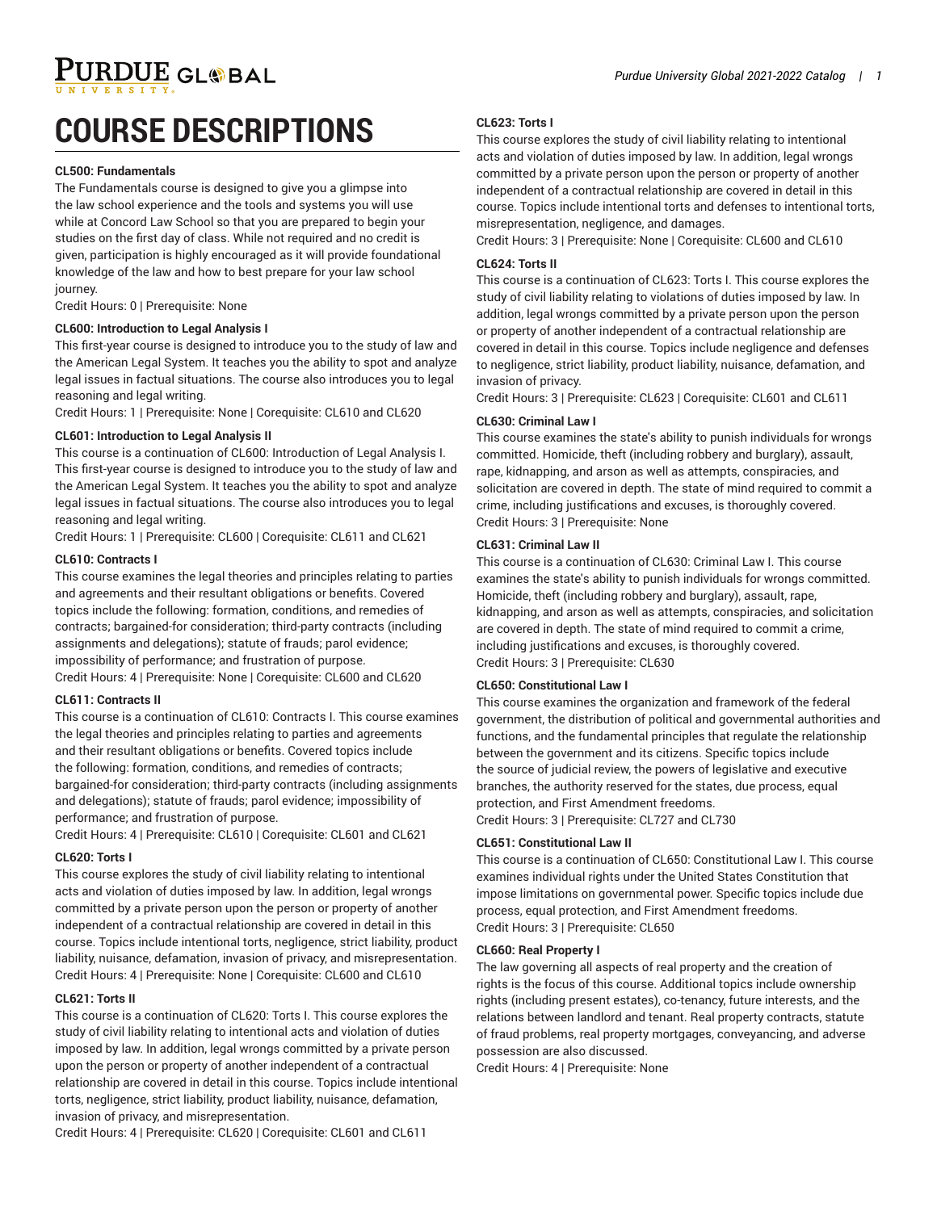# COURSE DESCRIPTIONS

**CL500: Fundamentals**

The Fundamentals course is designed to give you a glimpse into the law school experience and the tools and systems you will use while at Concord Law School so that you are prepared to begin your studies on the first day of class. While not required and no credit is given, participation is highly encouraged as it will provide foundational knowledge of the law and how to best prepare for your law school journey.

Credit Hours: 0 | Prerequisite: None

**CL600: Introduction to Legal Analysis I**

This first-year course is designed to introduce you to the study of law and the American Legal System. It teaches you the ability to spot and analyze legal issues in factual situations. The course also introduces you to legal reasoning and legal writing.

Credit Hours: 1 | Prerequisite: None | Corequisite: CL610 and CL620

**CL601: Introduction to Legal Analysis II**

This course is a continuation of CL600: Introduction of Legal Analysis I. This first-year course is designed to introduce you to the study of law and the American Legal System. It teaches you the ability to spot and analyze legal issues in factual situations. The course also introduces you to legal reasoning and legal writing.

Credit Hours: 1 | Prerequisite: CL600 | Corequisite: CL611 and CL621

**CL610: Contracts I**

This course examines the legal theories and principles relating to parties and agreements and their resultant obligations or benefits. Covered topics include the following: formation, conditions, and remedies of contracts; bargained-for consideration; third-party contracts (including assignments and delegations); statute of frauds; parol evidence; impossibility of performance; and frustration of purpose.

Credit Hours: 4 | Prerequisite: None | Corequisite: CL600 and CL620

**CL611: Contracts II**

This course is a continuation of CL610: Contracts I. This course examines the legal theories and principles relating to parties and agreements and their resultant obligations or benefits. Covered topics include the following: formation, conditions, and remedies of contracts; bargained-for consideration; third-party contracts (including assignments and delegations); statute of frauds; parol evidence; impossibility of performance; and frustration of purpose.

Credit Hours: 4 | Prerequisite: CL610 | Corequisite: CL601 and CL621

**CL620: Torts I**

This course explores the study of civil liability relating to intentional acts and violation of duties imposed by law. In addition, legal wrongs committed by a private person upon the person or property of another independent of a contractual relationship are covered in detail in this course. Topics include intentional torts, negligence, strict liability, product liability, nuisance, defamation, invasion of privacy, and misrepresentation.

Credit Hours: 4 | Prerequisite: None | Corequisite: CL600 and CL610

**CL621: Torts II**

This course is a continuation of CL620: Torts I. This course explores the study of civil liability relating to intentional acts and violation of duties imposed by law. In addition, legal wrongs committed by a private person upon the person or property of another independent of a contractual relationship are covered in detail in this course. Topics include intentional torts, negligence, strict liability, product liability, nuisance, defamation, invasion of privacy, and misrepresentation.

Credit Hours: 4 | Prerequisite: CL620 | Corequisite: CL601 and CL611

**CL623: Torts I**

This course explores the study of civil liability relating to intentional acts and violation of duties imposed by law. In addition, legal wrongs committed by a private person upon the person or property of another independent of a contractual relationship are covered in detail in this course. Topics include intentional torts and defenses to intentional torts, misrepresentation, negligence, and damages.

Credit Hours: 3 | Prerequisite: None | Corequisite: CL600 and CL610

**CL624: Torts II**

This course is a continuation of CL623: Torts I. This course explores the study of civil liability relating to violations of duties imposed by law. In addition, legal wrongs committed by a private person upon the person or property of another independent of a contractual relationship are covered in detail in this course. Topics include negligence and defenses to negligence, strict liability, product liability, nuisance, defamation, and invasion of privacy.

Credit Hours: 3 | Prerequisite: CL623 | Corequisite: CL601 and CL611

**CL630: Criminal Law I**

This course examines the state's ability to punish individuals for wrongs committed. Homicide, theft (including robbery and burglary), assault, rape, kidnapping, and arson as well as attempts, conspiracies, and solicitation are covered in depth. The state of mind required to commit a crime, including justifications and excuses, is thoroughly covered.

Credit Hours: 3 | Prerequisite: None

**CL631: Criminal Law II**

This course is a continuation of CL630: Criminal Law I. This course examines the state's ability to punish individuals for wrongs committed. Homicide, theft (including robbery and burglary), assault, rape, kidnapping, and arson as well as attempts, conspiracies, and solicitation are covered in depth. The state of mind required to commit a crime, including justifications and excuses, is thoroughly covered.

Credit Hours: 3 | Prerequisite: CL630

**CL650: Constitutional Law I**

This course examines the organization and framework of the federal government, the distribution of political and governmental authorities and functions, and the fundamental principles that regulate the relationship between the government and its citizens. Specific topics include the source of judicial review, the powers of legislative and executive branches, the authority reserved for the states, due process, equal protection, and First Amendment freedoms.

Credit Hours: 3 | Prerequisite: CL727 and CL730

**CL651: Constitutional Law II**

This course is a continuation of CL650: Constitutional Law I. This course examines individual rights under the United States Constitution that impose limitations on governmental power. Specific topics include due process, equal protection, and First Amendment freedoms.

Credit Hours: 3 | Prerequisite: CL650

**CL660: Real Property I**

The law governing all aspects of real property and the creation of rights is the focus of this course. Additional topics include ownership rights (including present estates), co-tenancy, future interests, and the relations between landlord and tenant. Real property contracts, statute of fraud problems, real property mortgages, conveyancing, and adverse possession are also discussed.

Credit Hours: 4 | Prerequisite: None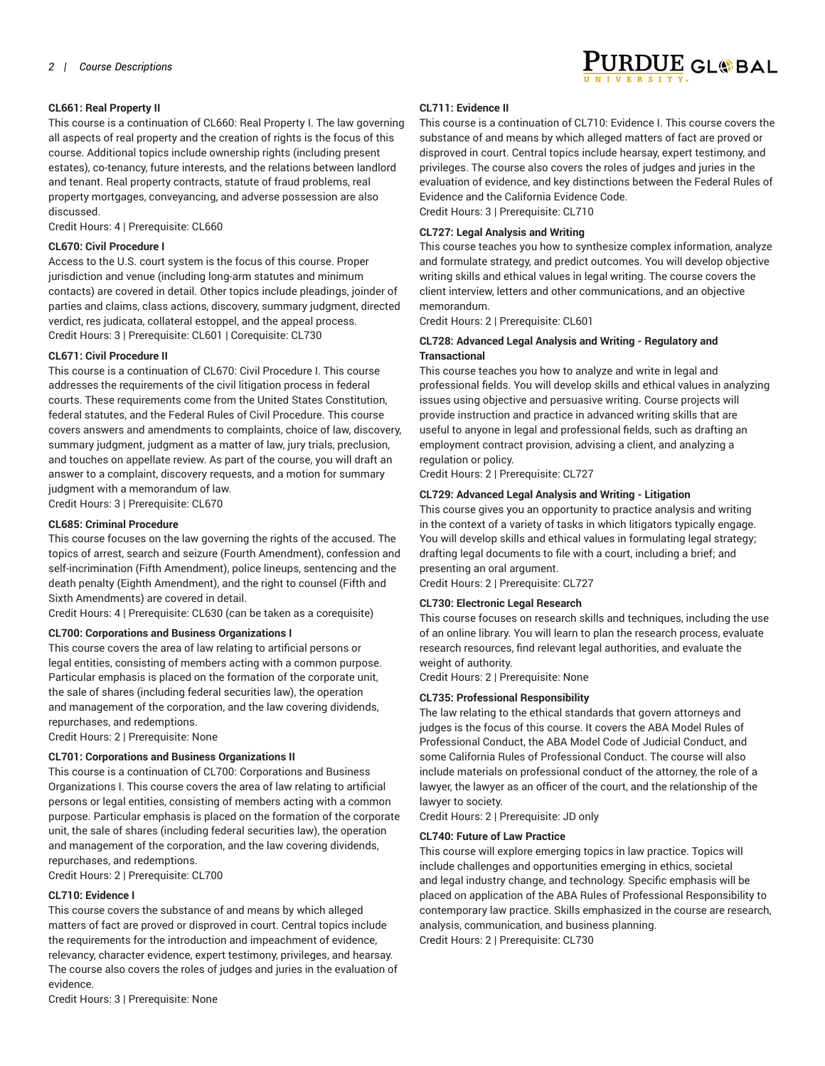**CL661: Real Property II**

This course is a continuation of CL660: Real Property I. The law governing all aspects of real property and the creation of rights is the focus of this course. Additional topics include ownership rights (including present estates), co-tenancy, future interests, and the relations between landlord and tenant. Real property contracts, statute of fraud problems, real property mortgages, conveyancing, and adverse possession are also discussed.
Credit Hours: 4 | Prerequisite: CL660

**CL670: Civil Procedure I**

Access to the U.S. court system is the focus of this course. Proper jurisdiction and venue (including long-arm statutes and minimum contacts) are covered in detail. Other topics include pleadings, joinder of parties and claims, class actions, discovery, summary judgment, directed verdict, res judicata, collateral estoppel, and the appeal process.
Credit Hours: 3 | Prerequisite: CL601 | Corequisite: CL730

**CL671: Civil Procedure II**

This course is a continuation of CL670: Civil Procedure I. This course addresses the requirements of the civil litigation process in federal courts. These requirements come from the United States Constitution, federal statutes, and the Federal Rules of Civil Procedure. This course covers answers and amendments to complaints, choice of law, discovery, summary judgment, judgment as a matter of law, jury trials, preclusion, and touches on appellate review. As part of the course, you will draft an answer to a complaint, discovery requests, and a motion for summary judgment with a memorandum of law.
Credit Hours: 3 | Prerequisite: CL670

**CL685: Criminal Procedure**

This course focuses on the law governing the rights of the accused. The topics of arrest, search and seizure (Fourth Amendment), confession and self-incrimination (Fifth Amendment), police lineups, sentencing and the death penalty (Eighth Amendment), and the right to counsel (Fifth and Sixth Amendments) are covered in detail.
Credit Hours: 4 | Prerequisite: CL630 (can be taken as a corequisite)

**CL700: Corporations and Business Organizations I**

This course covers the area of law relating to artificial persons or legal entities, consisting of members acting with a common purpose. Particular emphasis is placed on the formation of the corporate unit, the sale of shares (including federal securities law), the operation and management of the corporation, and the law covering dividends, repurchases, and redemptions.
Credit Hours: 2 | Prerequisite: None

**CL701: Corporations and Business Organizations II**

This course is a continuation of CL700: Corporations and Business Organizations I. This course covers the area of law relating to artificial persons or legal entities, consisting of members acting with a common purpose. Particular emphasis is placed on the formation of the corporate unit, the sale of shares (including federal securities law), the operation and management of the corporation, and the law covering dividends, repurchases, and redemptions.
Credit Hours: 2 | Prerequisite: CL700

**CL710: Evidence I**

This course covers the substance of and means by which alleged matters of fact are proved or disproved in court. Central topics include the requirements for the introduction and impeachment of evidence, relevancy, character evidence, expert testimony, privileges, and hearsay. The course also covers the roles of judges and juries in the evaluation of evidence.
Credit Hours: 3 | Prerequisite: None

**CL711: Evidence II**

This course is a continuation of CL710: Evidence I. This course covers the substance of and means by which alleged matters of fact are proved or disproved in court. Central topics include hearsay, expert testimony, and privileges. The course also covers the roles of judges and juries in the evaluation of evidence, and key distinctions between the Federal Rules of Evidence and the California Evidence Code.
Credit Hours: 3 | Prerequisite: CL710

**CL727: Legal Analysis and Writing**

This course teaches you how to synthesize complex information, analyze and formulate strategy, and predict outcomes. You will develop objective writing skills and ethical values in legal writing. The course covers the client interview, letters and other communications, and an objective memorandum.
Credit Hours: 2 | Prerequisite: CL601

**CL728: Advanced Legal Analysis and Writing - Regulatory and Transactional**

This course teaches you how to analyze and write in legal and professional fields. You will develop skills and ethical values in analyzing issues using objective and persuasive writing. Course projects will provide instruction and practice in advanced writing skills that are useful to anyone in legal and professional fields, such as drafting an employment contract provision, advising a client, and analyzing a regulation or policy.
Credit Hours: 2 | Prerequisite: CL727

**CL729: Advanced Legal Analysis and Writing - Litigation**

This course gives you an opportunity to practice analysis and writing in the context of a variety of tasks in which litigators typically engage. You will develop skills and ethical values in formulating legal strategy; drafting legal documents to file with a court, including a brief; and presenting an oral argument.
Credit Hours: 2 | Prerequisite: CL727

**CL730: Electronic Legal Research**

This course focuses on research skills and techniques, including the use of an online library. You will learn to plan the research process, evaluate research resources, find relevant legal authorities, and evaluate the weight of authority.
Credit Hours: 2 | Prerequisite: None

**CL735: Professional Responsibility**

The law relating to the ethical standards that govern attorneys and judges is the focus of this course. It covers the ABA Model Rules of Professional Conduct, the ABA Model Code of Judicial Conduct, and some California Rules of Professional Conduct. The course will also include materials on professional conduct of the attorney, the role of a lawyer, the lawyer as an officer of the court, and the relationship of the lawyer to society.
Credit Hours: 2 | Prerequisite: JD only

**CL740: Future of Law Practice**

This course will explore emerging topics in law practice. Topics will include challenges and opportunities emerging in ethics, societal and legal industry change, and technology. Specific emphasis will be placed on application of the ABA Rules of Professional Responsibility to contemporary law practice. Skills emphasized in the course are research, analysis, communication, and business planning.
Credit Hours: 2 | Prerequisite: CL730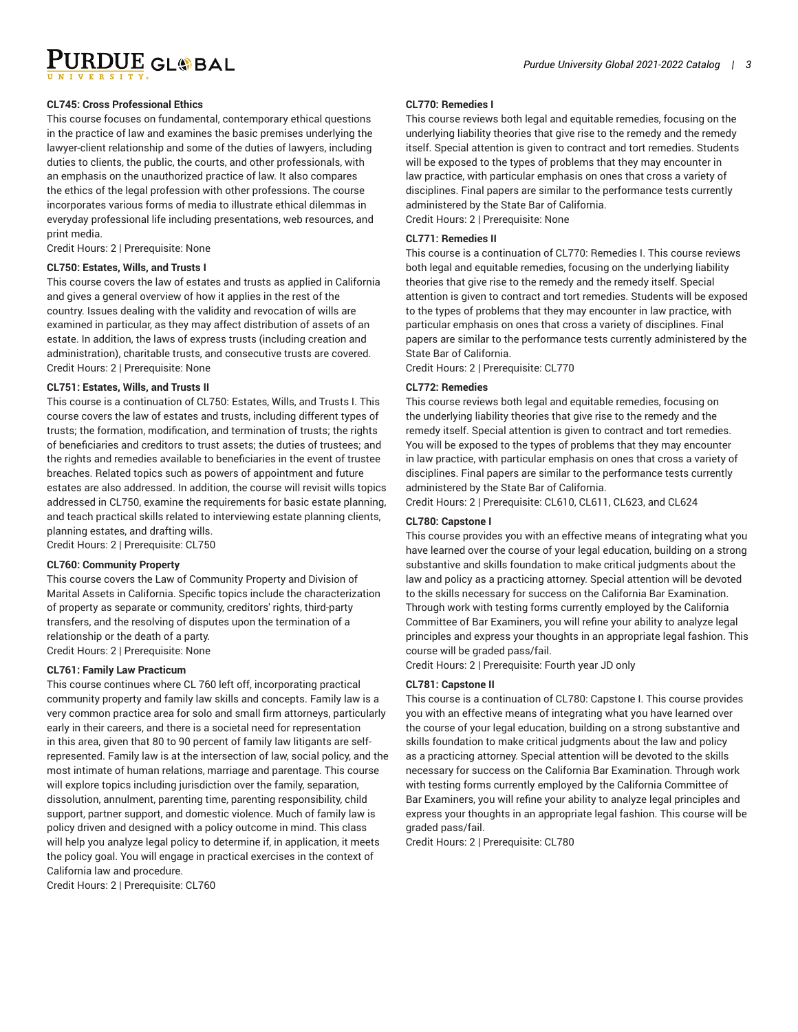**CL745: Cross Professional Ethics**

This course focuses on fundamental, contemporary ethical questions in the practice of law and examines the basic premises underlying the lawyer-client relationship and some of the duties of lawyers, including duties to clients, the public, the courts, and other professionals, with an emphasis on the unauthorized practice of law. It also compares the ethics of the legal profession with other professions. The course incorporates various forms of media to illustrate ethical dilemmas in everyday professional life including presentations, web resources, and print media.

Credit Hours: 2 | Prerequisite: None

**CL750: Estates, Wills, and Trusts I**

This course covers the law of estates and trusts as applied in California and gives a general overview of how it applies in the rest of the country. Issues dealing with the validity and revocation of wills are examined in particular, as they may affect distribution of assets of an estate. In addition, the laws of express trusts (including creation and administration), charitable trusts, and consecutive trusts are covered.

Credit Hours: 2 | Prerequisite: None

**CL751: Estates, Wills, and Trusts II**

This course is a continuation of CL750: Estates, Wills, and Trusts I. This course covers the law of estates and trusts, including different types of trusts; the formation, modification, and termination of trusts; the rights of beneficiaries and creditors to trust assets; the duties of trustees; and the rights and remedies available to beneficiaries in the event of trustee breaches. Related topics such as powers of appointment and future estates are also addressed. In addition, the course will revisit wills topics addressed in CL750, examine the requirements for basic estate planning, and teach practical skills related to interviewing estate planning clients, planning estates, and drafting wills.

Credit Hours: 2 | Prerequisite: CL750

**CL760: Community Property**

This course covers the Law of Community Property and Division of Marital Assets in California. Specific topics include the characterization of property as separate or community, creditors' rights, third-party transfers, and the resolving of disputes upon the termination of a relationship or the death of a party.

Credit Hours: 2 | Prerequisite: None

**CL761: Family Law Practicum**

This course continues where CL 760 left off, incorporating practical community property and family law skills and concepts. Family law is a very common practice area for solo and small firm attorneys, particularly early in their careers, and there is a societal need for representation in this area, given that 80 to 90 percent of family law litigants are self-represented. Family law is at the intersection of law, social policy, and the most intimate of human relations, marriage and parentage. This course will explore topics including jurisdiction over the family, separation, dissolution, annulment, parenting time, parenting responsibility, child support, partner support, and domestic violence. Much of family law is policy driven and designed with a policy outcome in mind. This class will help you analyze legal policy to determine if, in application, it meets the policy goal. You will engage in practical exercises in the context of California law and procedure.

Credit Hours: 2 | Prerequisite: CL760

**CL770: Remedies I**

This course reviews both legal and equitable remedies, focusing on the underlying liability theories that give rise to the remedy and the remedy itself. Special attention is given to contract and tort remedies. Students will be exposed to the types of problems that they may encounter in law practice, with particular emphasis on ones that cross a variety of disciplines. Final papers are similar to the performance tests currently administered by the State Bar of California.

Credit Hours: 2 | Prerequisite: None

**CL771: Remedies II**

This course is a continuation of CL770: Remedies I. This course reviews both legal and equitable remedies, focusing on the underlying liability theories that give rise to the remedy and the remedy itself. Special attention is given to contract and tort remedies. Students will be exposed to the types of problems that they may encounter in law practice, with particular emphasis on ones that cross a variety of disciplines. Final papers are similar to the performance tests currently administered by the State Bar of California.

Credit Hours: 2 | Prerequisite: CL770

**CL772: Remedies**

This course reviews both legal and equitable remedies, focusing on the underlying liability theories that give rise to the remedy and the remedy itself. Special attention is given to contract and tort remedies. You will be exposed to the types of problems that they may encounter in law practice, with particular emphasis on ones that cross a variety of disciplines. Final papers are similar to the performance tests currently administered by the State Bar of California.

Credit Hours: 2 | Prerequisite: CL610, CL611, CL623, and CL624

**CL780: Capstone I**

This course provides you with an effective means of integrating what you have learned over the course of your legal education, building on a strong substantive and skills foundation to make critical judgments about the law and policy as a practicing attorney. Special attention will be devoted to the skills necessary for success on the California Bar Examination. Through work with testing forms currently employed by the California Committee of Bar Examiners, you will refine your ability to analyze legal principles and express your thoughts in an appropriate legal fashion. This course will be graded pass/fail.

Credit Hours: 2 | Prerequisite: Fourth year JD only

**CL781: Capstone II**

This course is a continuation of CL780: Capstone I. This course provides you with an effective means of integrating what you have learned over the course of your legal education, building on a strong substantive and skills foundation to make critical judgments about the law and policy as a practicing attorney. Special attention will be devoted to the skills necessary for success on the California Bar Examination. Through work with testing forms currently employed by the California Committee of Bar Examiners, you will refine your ability to analyze legal principles and express your thoughts in an appropriate legal fashion. This course will be graded pass/fail.

Credit Hours: 2 | Prerequisite: CL780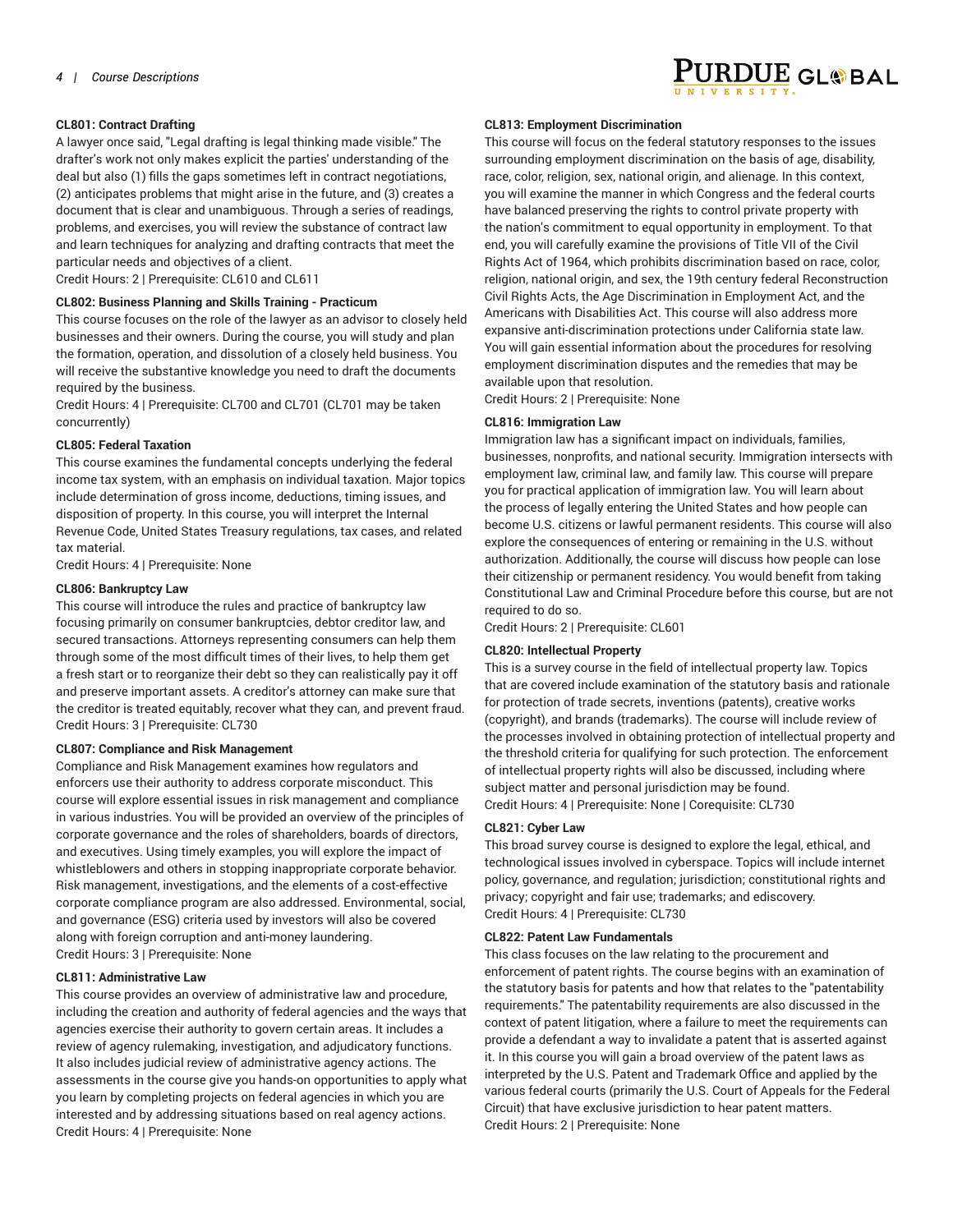**CL801: Contract Drafting**

A lawyer once said, "Legal drafting is legal thinking made visible." The drafter's work not only makes explicit the parties' understanding of the deal but also (1) fills the gaps sometimes left in contract negotiations, (2) anticipates problems that might arise in the future, and (3) creates a document that is clear and unambiguous. Through a series of readings, problems, and exercises, you will review the substance of contract law and learn techniques for analyzing and drafting contracts that meet the particular needs and objectives of a client.
Credit Hours: 2 | Prerequisite: CL610 and CL611

**CL802: Business Planning and Skills Training - Practicum**

This course focuses on the role of the lawyer as an advisor to closely held businesses and their owners. During the course, you will study and plan the formation, operation, and dissolution of a closely held business. You will receive the substantive knowledge you need to draft the documents required by the business.
Credit Hours: 4 | Prerequisite: CL700 and CL701 (CL701 may be taken concurrently)

**CL805: Federal Taxation**

This course examines the fundamental concepts underlying the federal income tax system, with an emphasis on individual taxation. Major topics include determination of gross income, deductions, timing issues, and disposition of property. In this course, you will interpret the Internal Revenue Code, United States Treasury regulations, tax cases, and related tax material.
Credit Hours: 4 | Prerequisite: None

**CL806: Bankruptcy Law**

This course will introduce the rules and practice of bankruptcy law focusing primarily on consumer bankruptcies, debtor creditor law, and secured transactions. Attorneys representing consumers can help them through some of the most difficult times of their lives, to help them get a fresh start or to reorganize their debt so they can realistically pay it off and preserve important assets. A creditor's attorney can make sure that the creditor is treated equitably, recover what they can, and prevent fraud.
Credit Hours: 3 | Prerequisite: CL730

**CL807: Compliance and Risk Management**

Compliance and Risk Management examines how regulators and enforcers use their authority to address corporate misconduct. This course will explore essential issues in risk management and compliance in various industries. You will be provided an overview of the principles of corporate governance and the roles of shareholders, boards of directors, and executives. Using timely examples, you will explore the impact of whistleblowers and others in stopping inappropriate corporate behavior. Risk management, investigations, and the elements of a cost-effective corporate compliance program are also addressed. Environmental, social, and governance (ESG) criteria used by investors will also be covered along with foreign corruption and anti-money laundering.
Credit Hours: 3 | Prerequisite: None

**CL811: Administrative Law**

This course provides an overview of administrative law and procedure, including the creation and authority of federal agencies and the ways that agencies exercise their authority to govern certain areas. It includes a review of agency rulemaking, investigation, and adjudicatory functions. It also includes judicial review of administrative agency actions. The assessments in the course give you hands-on opportunities to apply what you learn by completing projects on federal agencies in which you are interested and by addressing situations based on real agency actions.
Credit Hours: 4 | Prerequisite: None

**CL813: Employment Discrimination**

This course will focus on the federal statutory responses to the issues surrounding employment discrimination on the basis of age, disability, race, color, religion, sex, national origin, and alienage. In this context, you will examine the manner in which Congress and the federal courts have balanced preserving the rights to control private property with the nation's commitment to equal opportunity in employment. To that end, you will carefully examine the provisions of Title VII of the Civil Rights Act of 1964, which prohibits discrimination based on race, color, religion, national origin, and sex, the 19th century federal Reconstruction Civil Rights Acts, the Age Discrimination in Employment Act, and the Americans with Disabilities Act. This course will also address more expansive anti-discrimination protections under California state law. You will gain essential information about the procedures for resolving employment discrimination disputes and the remedies that may be available upon that resolution.
Credit Hours: 2 | Prerequisite: None

**CL816: Immigration Law**

Immigration law has a significant impact on individuals, families, businesses, nonprofits, and national security. Immigration intersects with employment law, criminal law, and family law. This course will prepare you for practical application of immigration law. You will learn about the process of legally entering the United States and how people can become U.S. citizens or lawful permanent residents. This course will also explore the consequences of entering or remaining in the U.S. without authorization. Additionally, the course will discuss how people can lose their citizenship or permanent residency. You would benefit from taking Constitutional Law and Criminal Procedure before this course, but are not required to do so.
Credit Hours: 2 | Prerequisite: CL601

**CL820: Intellectual Property**

This is a survey course in the field of intellectual property law. Topics that are covered include examination of the statutory basis and rationale for protection of trade secrets, inventions (patents), creative works (copyright), and brands (trademarks). The course will include review of the processes involved in obtaining protection of intellectual property and the threshold criteria for qualifying for such protection. The enforcement of intellectual property rights will also be discussed, including where subject matter and personal jurisdiction may be found.
Credit Hours: 4 | Prerequisite: None | Corequisite: CL730

**CL821: Cyber Law**

This broad survey course is designed to explore the legal, ethical, and technological issues involved in cyberspace. Topics will include internet policy, governance, and regulation; jurisdiction; constitutional rights and privacy; copyright and fair use; trademarks; and ediscovery.
Credit Hours: 4 | Prerequisite: CL730

**CL822: Patent Law Fundamentals**

This class focuses on the law relating to the procurement and enforcement of patent rights. The course begins with an examination of the statutory basis for patents and how that relates to the "patentability requirements." The patentability requirements are also discussed in the context of patent litigation, where a failure to meet the requirements can provide a defendant a way to invalidate a patent that is asserted against it. In this course you will gain a broad overview of the patent laws as interpreted by the U.S. Patent and Trademark Office and applied by the various federal courts (primarily the U.S. Court of Appeals for the Federal Circuit) that have exclusive jurisdiction to hear patent matters.
Credit Hours: 2 | Prerequisite: None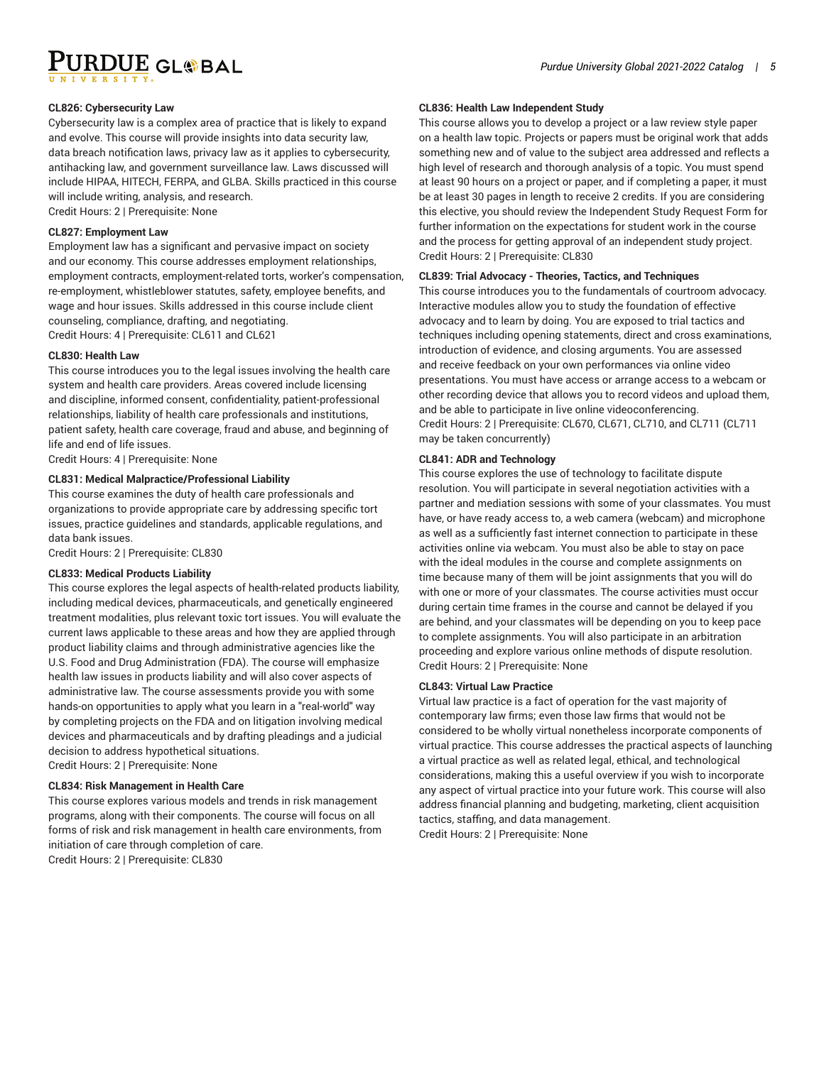**CL826: Cybersecurity Law**

Cybersecurity law is a complex area of practice that is likely to expand and evolve. This course will provide insights into data security law, data breach notification laws, privacy law as it applies to cybersecurity, antihacking law, and government surveillance law. Laws discussed will include HIPAA, HITECH, FERPA, and GLBA. Skills practiced in this course will include writing, analysis, and research.
Credit Hours: 2 | Prerequisite: None

**CL827: Employment Law**

Employment law has a significant and pervasive impact on society and our economy. This course addresses employment relationships, employment contracts, employment-related torts, worker's compensation, re-employment, whistleblower statutes, safety, employee benefits, and wage and hour issues. Skills addressed in this course include client counseling, compliance, drafting, and negotiating.
Credit Hours: 4 | Prerequisite: CL611 and CL621

**CL830: Health Law**

This course introduces you to the legal issues involving the health care system and health care providers. Areas covered include licensing and discipline, informed consent, confidentiality, patient-professional relationships, liability of health care professionals and institutions, patient safety, health care coverage, fraud and abuse, and beginning of life and end of life issues.
Credit Hours: 4 | Prerequisite: None

**CL831: Medical Malpractice/Professional Liability**

This course examines the duty of health care professionals and organizations to provide appropriate care by addressing specific tort issues, practice guidelines and standards, applicable regulations, and data bank issues.
Credit Hours: 2 | Prerequisite: CL830

**CL833: Medical Products Liability**

This course explores the legal aspects of health-related products liability, including medical devices, pharmaceuticals, and genetically engineered treatment modalities, plus relevant toxic tort issues. You will evaluate the current laws applicable to these areas and how they are applied through product liability claims and through administrative agencies like the U.S. Food and Drug Administration (FDA). The course will emphasize health law issues in products liability and will also cover aspects of administrative law. The course assessments provide you with some hands-on opportunities to apply what you learn in a "real-world" way by completing projects on the FDA and on litigation involving medical devices and pharmaceuticals and by drafting pleadings and a judicial decision to address hypothetical situations.
Credit Hours: 2 | Prerequisite: None

**CL834: Risk Management in Health Care**

This course explores various models and trends in risk management programs, along with their components. The course will focus on all forms of risk and risk management in health care environments, from initiation of care through completion of care.
Credit Hours: 2 | Prerequisite: CL830

**CL836: Health Law Independent Study**

This course allows you to develop a project or a law review style paper on a health law topic. Projects or papers must be original work that adds something new and of value to the subject area addressed and reflects a high level of research and thorough analysis of a topic. You must spend at least 90 hours on a project or paper, and if completing a paper, it must be at least 30 pages in length to receive 2 credits. If you are considering this elective, you should review the Independent Study Request Form for further information on the expectations for student work in the course and the process for getting approval of an independent study project.
Credit Hours: 2 | Prerequisite: CL830

**CL839: Trial Advocacy - Theories, Tactics, and Techniques**

This course introduces you to the fundamentals of courtroom advocacy. Interactive modules allow you to study the foundation of effective advocacy and to learn by doing. You are exposed to trial tactics and techniques including opening statements, direct and cross examinations, introduction of evidence, and closing arguments. You are assessed and receive feedback on your own performances via online video presentations. You must have access or arrange access to a webcam or other recording device that allows you to record videos and upload them, and be able to participate in live online videoconferencing.
Credit Hours: 2 | Prerequisite: CL670, CL671, CL710, and CL711 (CL711 may be taken concurrently)

**CL841: ADR and Technology**

This course explores the use of technology to facilitate dispute resolution. You will participate in several negotiation activities with a partner and mediation sessions with some of your classmates. You must have, or have ready access to, a web camera (webcam) and microphone as well as a sufficiently fast internet connection to participate in these activities online via webcam. You must also be able to stay on pace with the ideal modules in the course and complete assignments on time because many of them will be joint assignments that you will do with one or more of your classmates. The course activities must occur during certain time frames in the course and cannot be delayed if you are behind, and your classmates will be depending on you to keep pace to complete assignments. You will also participate in an arbitration proceeding and explore various online methods of dispute resolution.
Credit Hours: 2 | Prerequisite: None

**CL843: Virtual Law Practice**

Virtual law practice is a fact of operation for the vast majority of contemporary law firms; even those law firms that would not be considered to be wholly virtual nonetheless incorporate components of virtual practice. This course addresses the practical aspects of launching a virtual practice as well as related legal, ethical, and technological considerations, making this a useful overview if you wish to incorporate any aspect of virtual practice into your future work. This course will also address financial planning and budgeting, marketing, client acquisition tactics, staffing, and data management.
Credit Hours: 2 | Prerequisite: None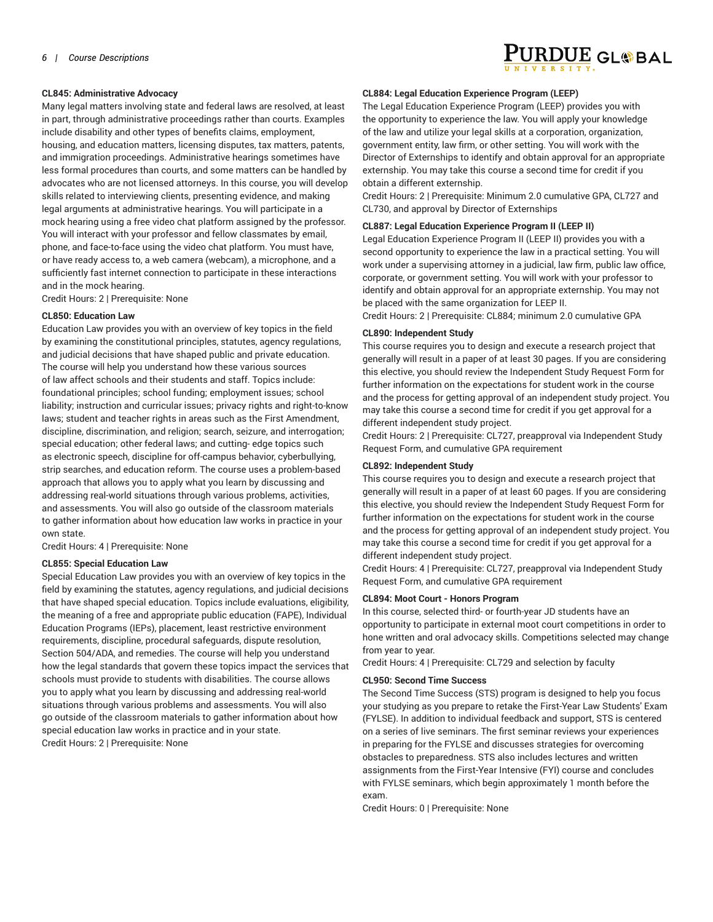**CL845: Administrative Advocacy**

Many legal matters involving state and federal laws are resolved, at least in part, through administrative proceedings rather than courts. Examples include disability and other types of benefits claims, employment, housing, and education matters, licensing disputes, tax matters, patents, and immigration proceedings. Administrative hearings sometimes have less formal procedures than courts, and some matters can be handled by advocates who are not licensed attorneys. In this course, you will develop skills related to interviewing clients, presenting evidence, and making legal arguments at administrative hearings. You will participate in a mock hearing using a free video chat platform assigned by the professor. You will interact with your professor and fellow classmates by email, phone, and face-to-face using the video chat platform. You must have, or have ready access to, a web camera (webcam), a microphone, and a sufficiently fast internet connection to participate in these interactions and in the mock hearing.

Credit Hours: 2 | Prerequisite: None

**CL850: Education Law**

Education Law provides you with an overview of key topics in the field by examining the constitutional principles, statutes, agency regulations, and judicial decisions that have shaped public and private education. The course will help you understand how these various sources of law affect schools and their students and staff. Topics include: foundational principles; school funding; employment issues; school liability; instruction and curricular issues; privacy rights and right-to-know laws; student and teacher rights in areas such as the First Amendment, discipline, discrimination, and religion; search, seizure, and interrogation; special education; other federal laws; and cutting- edge topics such as electronic speech, discipline for off-campus behavior, cyberbullying, strip searches, and education reform. The course uses a problem-based approach that allows you to apply what you learn by discussing and addressing real-world situations through various problems, activities, and assessments. You will also go outside of the classroom materials to gather information about how education law works in practice in your own state.

Credit Hours: 4 | Prerequisite: None

**CL855: Special Education Law**

Special Education Law provides you with an overview of key topics in the field by examining the statutes, agency regulations, and judicial decisions that have shaped special education. Topics include evaluations, eligibility, the meaning of a free and appropriate public education (FAPE), Individual Education Programs (IEPs), placement, least restrictive environment requirements, discipline, procedural safeguards, dispute resolution, Section 504/ADA, and remedies. The course will help you understand how the legal standards that govern these topics impact the services that schools must provide to students with disabilities. The course allows you to apply what you learn by discussing and addressing real-world situations through various problems and assessments. You will also go outside of the classroom materials to gather information about how special education law works in practice and in your state.

Credit Hours: 2 | Prerequisite: None

**CL884: Legal Education Experience Program (LEEP)**

The Legal Education Experience Program (LEEP) provides you with the opportunity to experience the law. You will apply your knowledge of the law and utilize your legal skills at a corporation, organization, government entity, law firm, or other setting. You will work with the Director of Externships to identify and obtain approval for an appropriate externship. You may take this course a second time for credit if you obtain a different externship.

Credit Hours: 2 | Prerequisite: Minimum 2.0 cumulative GPA, CL727 and CL730, and approval by Director of Externships

**CL887: Legal Education Experience Program II (LEEP II)**

Legal Education Experience Program II (LEEP II) provides you with a second opportunity to experience the law in a practical setting. You will work under a supervising attorney in a judicial, law firm, public law office, corporate, or government setting. You will work with your professor to identify and obtain approval for an appropriate externship. You may not be placed with the same organization for LEEP II.

Credit Hours: 2 | Prerequisite: CL884; minimum 2.0 cumulative GPA

**CL890: Independent Study**

This course requires you to design and execute a research project that generally will result in a paper of at least 30 pages. If you are considering this elective, you should review the Independent Study Request Form for further information on the expectations for student work in the course and the process for getting approval of an independent study project. You may take this course a second time for credit if you get approval for a different independent study project.

Credit Hours: 2 | Prerequisite: CL727, preapproval via Independent Study Request Form, and cumulative GPA requirement

**CL892: Independent Study**

This course requires you to design and execute a research project that generally will result in a paper of at least 60 pages. If you are considering this elective, you should review the Independent Study Request Form for further information on the expectations for student work in the course and the process for getting approval of an independent study project. You may take this course a second time for credit if you get approval for a different independent study project.

Credit Hours: 4 | Prerequisite: CL727, preapproval via Independent Study Request Form, and cumulative GPA requirement

**CL894: Moot Court - Honors Program**

In this course, selected third- or fourth-year JD students have an opportunity to participate in external moot court competitions in order to hone written and oral advocacy skills. Competitions selected may change from year to year.

Credit Hours: 4 | Prerequisite: CL729 and selection by faculty

**CL950: Second Time Success**

The Second Time Success (STS) program is designed to help you focus your studying as you prepare to retake the First-Year Law Students' Exam (FYLSE). In addition to individual feedback and support, STS is centered on a series of live seminars. The first seminar reviews your experiences in preparing for the FYLSE and discusses strategies for overcoming obstacles to preparedness. STS also includes lectures and written assignments from the First-Year Intensive (FYI) course and concludes with FYLSE seminars, which begin approximately 1 month before the exam.

Credit Hours: 0 | Prerequisite: None